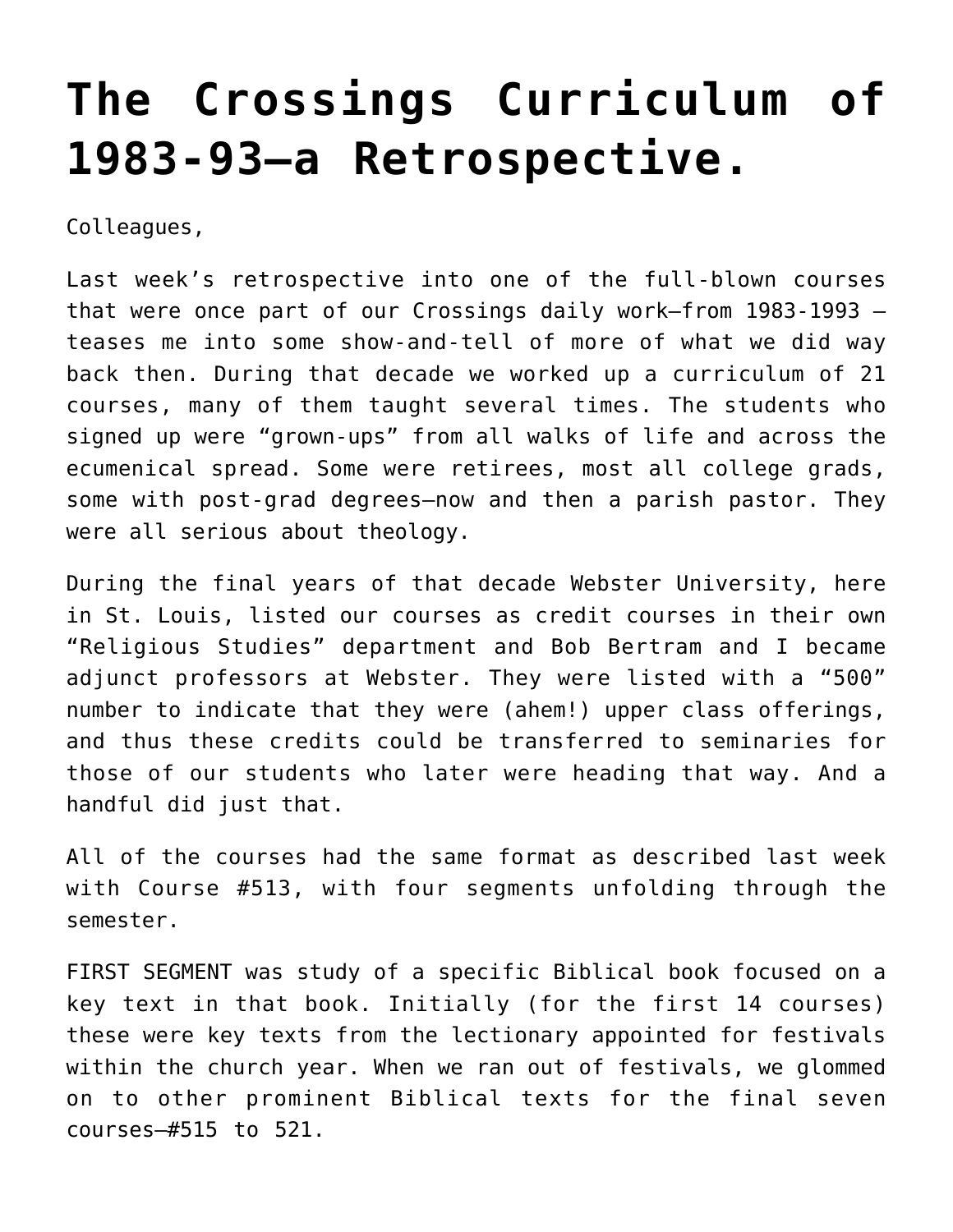# The Crossings Curriculum of 1983-93—a Retrospective.

Colleagues,

Last week's retrospective into one of the full-blown courses that were once part of our Crossings daily work—from 1983-1993 — teases me into some show-and-tell of more of what we did way back then. During that decade we worked up a curriculum of 21 courses, many of them taught several times. The students who signed up were "grown-ups" from all walks of life and across the ecumenical spread. Some were retirees, most all college grads, some with post-grad degrees—now and then a parish pastor. They were all serious about theology.

During the final years of that decade Webster University, here in St. Louis, listed our courses as credit courses in their own "Religious Studies" department and Bob Bertram and I became adjunct professors at Webster. They were listed with a "500" number to indicate that they were (ahem!) upper class offerings, and thus these credits could be transferred to seminaries for those of our students who later were heading that way. And a handful did just that.

All of the courses had the same format as described last week with Course #513, with four segments unfolding through the semester.

FIRST SEGMENT was study of a specific Biblical book focused on a key text in that book. Initially (for the first 14 courses) these were key texts from the lectionary appointed for festivals within the church year. When we ran out of festivals, we glommed on to other prominent Biblical texts for the final seven courses—#515 to 521.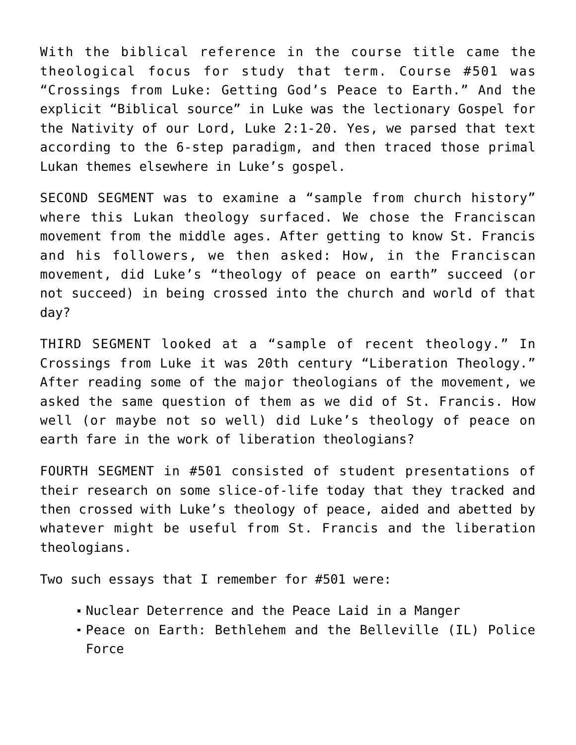With the biblical reference in the course title came the theological focus for study that term. Course #501 was "Crossings from Luke: Getting God's Peace to Earth." And the explicit "Biblical source" in Luke was the lectionary Gospel for the Nativity of our Lord, Luke 2:1-20. Yes, we parsed that text according to the 6-step paradigm, and then traced those primal Lukan themes elsewhere in Luke's gospel.

SECOND SEGMENT was to examine a "sample from church history" where this Lukan theology surfaced. We chose the Franciscan movement from the middle ages. After getting to know St. Francis and his followers, we then asked: How, in the Franciscan movement, did Luke's "theology of peace on earth" succeed (or not succeed) in being crossed into the church and world of that day?

THIRD SEGMENT looked at a "sample of recent theology." In Crossings from Luke it was 20th century "Liberation Theology." After reading some of the major theologians of the movement, we asked the same question of them as we did of St. Francis. How well (or maybe not so well) did Luke's theology of peace on earth fare in the work of liberation theologians?

FOURTH SEGMENT in #501 consisted of student presentations of their research on some slice-of-life today that they tracked and then crossed with Luke's theology of peace, aided and abetted by whatever might be useful from St. Francis and the liberation theologians.

Two such essays that I remember for #501 were:

- Nuclear Deterrence and the Peace Laid in a Manger
- Peace on Earth: Bethlehem and the Belleville (IL) Police Force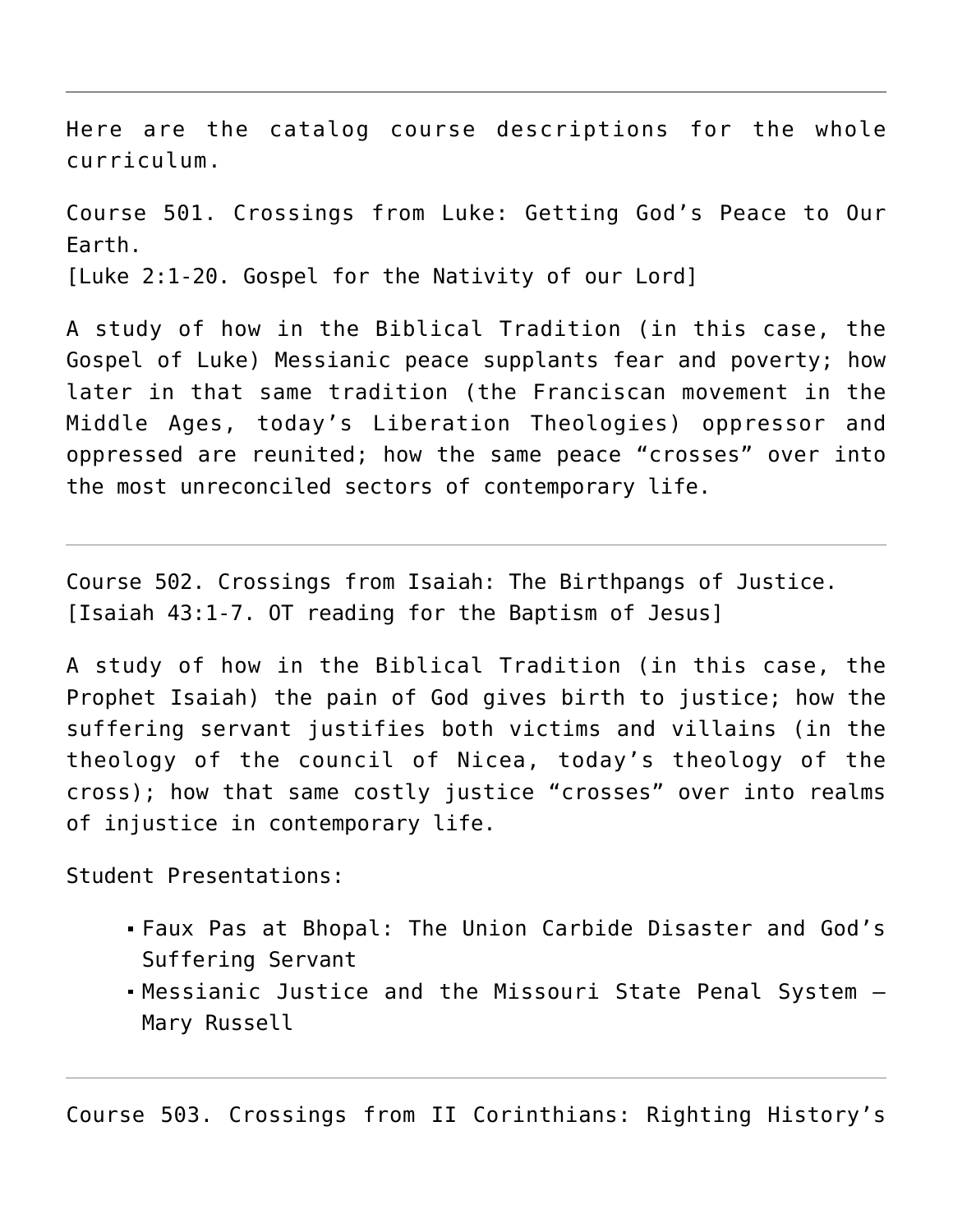---

Here are the catalog course descriptions for the whole curriculum.

Course 501. Crossings from Luke: Getting God's Peace to Our Earth.
[Luke 2:1-20. Gospel for the Nativity of our Lord]

A study of how in the Biblical Tradition (in this case, the Gospel of Luke) Messianic peace supplants fear and poverty; how later in that same tradition (the Franciscan movement in the Middle Ages, today's Liberation Theologies) oppressor and oppressed are reunited; how the same peace "crosses" over into the most unreconciled sectors of contemporary life.

---

Course 502. Crossings from Isaiah: The Birthpangs of Justice.
[Isaiah 43:1-7. OT reading for the Baptism of Jesus]

A study of how in the Biblical Tradition (in this case, the Prophet Isaiah) the pain of God gives birth to justice; how the suffering servant justifies both victims and villains (in the theology of the council of Nicea, today's theology of the cross); how that same costly justice "crosses" over into realms of injustice in contemporary life.

Student Presentations:

- Faux Pas at Bhopal: The Union Carbide Disaster and God's Suffering Servant
- Messianic Justice and the Missouri State Penal System – Mary Russell

---

Course 503. Crossings from II Corinthians: Righting History's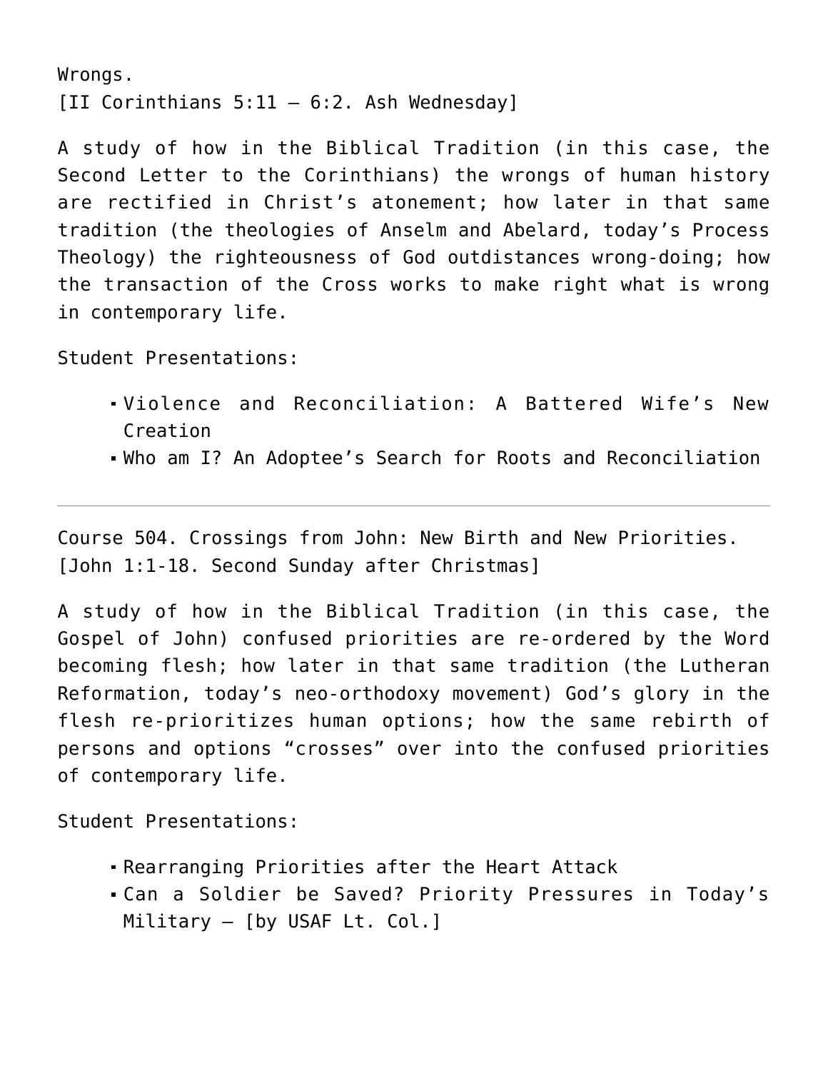Wrongs.
[II Corinthians 5:11 – 6:2. Ash Wednesday]

A study of how in the Biblical Tradition (in this case, the Second Letter to the Corinthians) the wrongs of human history are rectified in Christ's atonement; how later in that same tradition (the theologies of Anselm and Abelard, today's Process Theology) the righteousness of God outdistances wrong-doing; how the transaction of the Cross works to make right what is wrong in contemporary life.

Student Presentations:

- Violence and Reconciliation: A Battered Wife's New Creation
- Who am I? An Adoptee's Search for Roots and Reconciliation

---

Course 504. Crossings from John: New Birth and New Priorities.
[John 1:1-18. Second Sunday after Christmas]

A study of how in the Biblical Tradition (in this case, the Gospel of John) confused priorities are re-ordered by the Word becoming flesh; how later in that same tradition (the Lutheran Reformation, today's neo-orthodoxy movement) God's glory in the flesh re-prioritizes human options; how the same rebirth of persons and options "crosses" over into the confused priorities of contemporary life.

Student Presentations:

- Rearranging Priorities after the Heart Attack
- Can a Soldier be Saved? Priority Pressures in Today's Military – [by USAF Lt. Col.]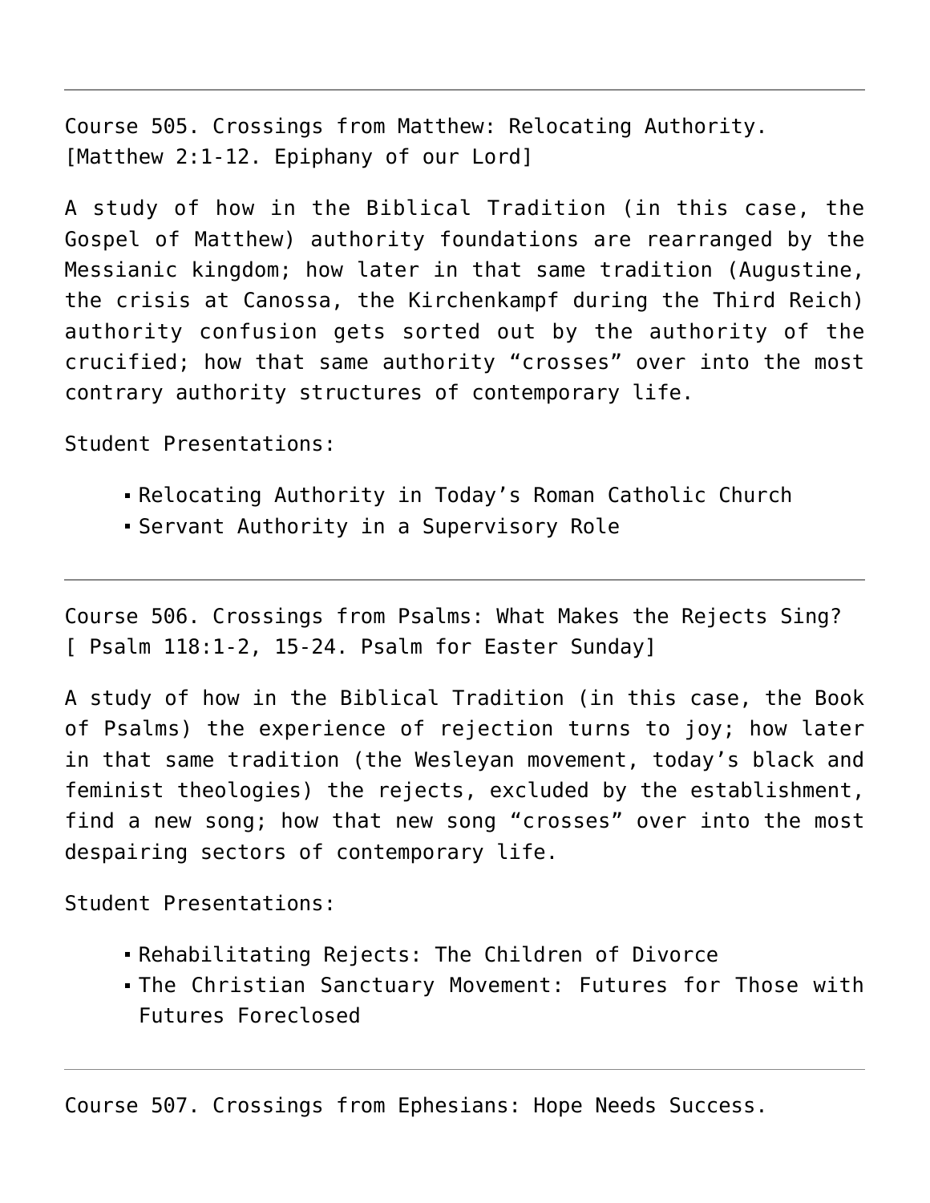---

Course 505. Crossings from Matthew: Relocating Authority.
[Matthew 2:1-12. Epiphany of our Lord]

A study of how in the Biblical Tradition (in this case, the Gospel of Matthew) authority foundations are rearranged by the Messianic kingdom; how later in that same tradition (Augustine, the crisis at Canossa, the Kirchenkampf during the Third Reich) authority confusion gets sorted out by the authority of the crucified; how that same authority "crosses" over into the most contrary authority structures of contemporary life.

Student Presentations:

- Relocating Authority in Today's Roman Catholic Church
- Servant Authority in a Supervisory Role

---

Course 506. Crossings from Psalms: What Makes the Rejects Sing?
[ Psalm 118:1-2, 15-24. Psalm for Easter Sunday]

A study of how in the Biblical Tradition (in this case, the Book of Psalms) the experience of rejection turns to joy; how later in that same tradition (the Wesleyan movement, today's black and feminist theologies) the rejects, excluded by the establishment, find a new song; how that new song "crosses" over into the most despairing sectors of contemporary life.

Student Presentations:

- Rehabilitating Rejects: The Children of Divorce
- The Christian Sanctuary Movement: Futures for Those with Futures Foreclosed

---

Course 507. Crossings from Ephesians: Hope Needs Success.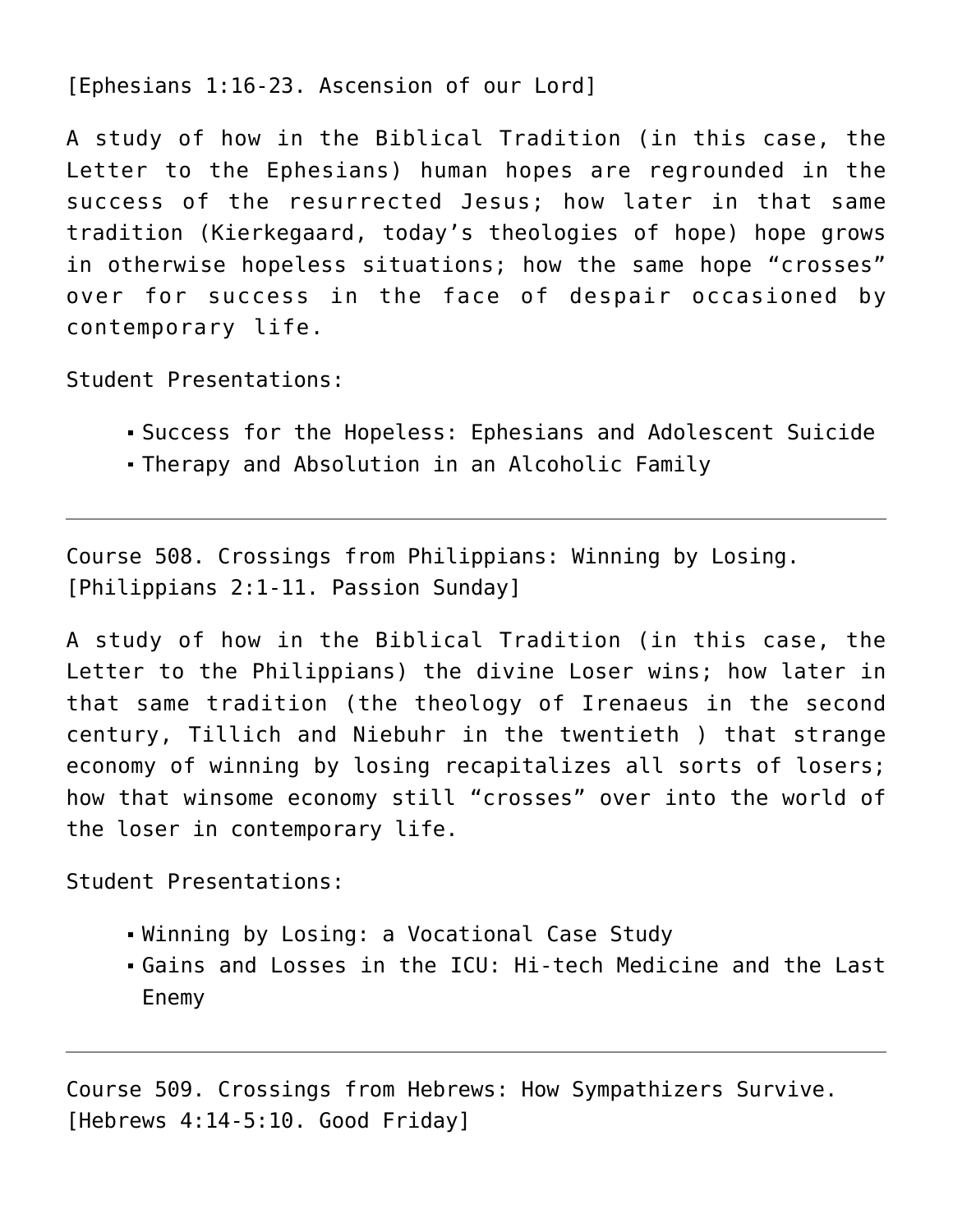[Ephesians 1:16-23. Ascension of our Lord]

A study of how in the Biblical Tradition (in this case, the Letter to the Ephesians) human hopes are regrounded in the success of the resurrected Jesus; how later in that same tradition (Kierkegaard, today's theologies of hope) hope grows in otherwise hopeless situations; how the same hope "crosses" over for success in the face of despair occasioned by contemporary life.

Student Presentations:

- Success for the Hopeless: Ephesians and Adolescent Suicide
- Therapy and Absolution in an Alcoholic Family

---

Course 508. Crossings from Philippians: Winning by Losing. [Philippians 2:1-11. Passion Sunday]

A study of how in the Biblical Tradition (in this case, the Letter to the Philippians) the divine Loser wins; how later in that same tradition (the theology of Irenaeus in the second century, Tillich and Niebuhr in the twentieth ) that strange economy of winning by losing recapitalizes all sorts of losers; how that winsome economy still "crosses" over into the world of the loser in contemporary life.

Student Presentations:

- Winning by Losing: a Vocational Case Study
- Gains and Losses in the ICU: Hi-tech Medicine and the Last Enemy

---

Course 509. Crossings from Hebrews: How Sympathizers Survive. [Hebrews 4:14-5:10. Good Friday]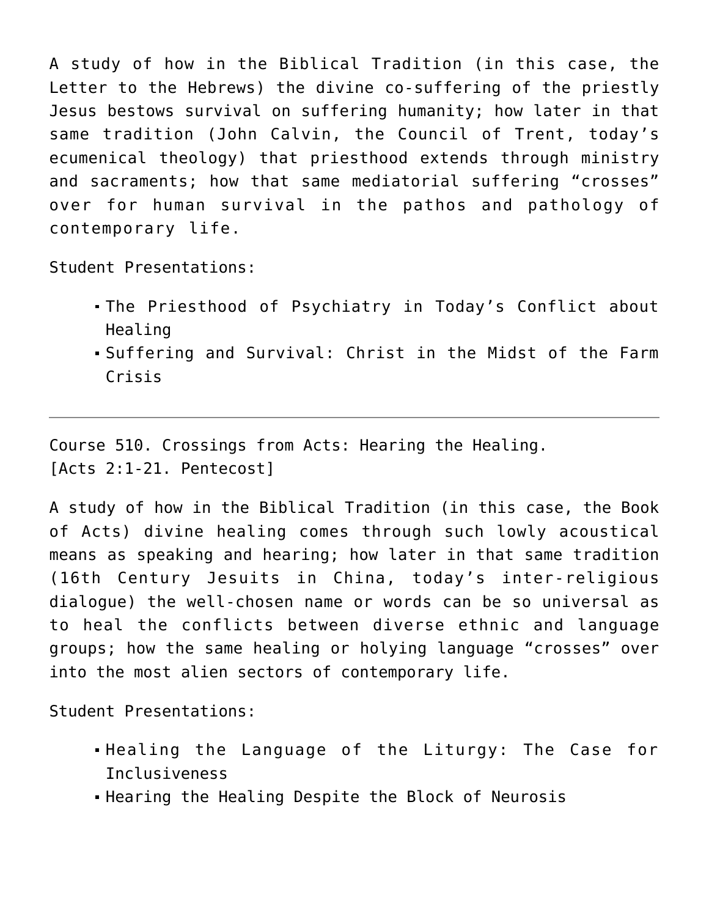A study of how in the Biblical Tradition (in this case, the Letter to the Hebrews) the divine co-suffering of the priestly Jesus bestows survival on suffering humanity; how later in that same tradition (John Calvin, the Council of Trent, today's ecumenical theology) that priesthood extends through ministry and sacraments; how that same mediatorial suffering "crosses" over for human survival in the pathos and pathology of contemporary life.

Student Presentations:

- The Priesthood of Psychiatry in Today's Conflict about Healing
- Suffering and Survival: Christ in the Midst of the Farm Crisis

---

Course 510. Crossings from Acts: Hearing the Healing.
[Acts 2:1-21. Pentecost]

A study of how in the Biblical Tradition (in this case, the Book of Acts) divine healing comes through such lowly acoustical means as speaking and hearing; how later in that same tradition (16th Century Jesuits in China, today's inter-religious dialogue) the well-chosen name or words can be so universal as to heal the conflicts between diverse ethnic and language groups; how the same healing or holying language "crosses" over into the most alien sectors of contemporary life.

Student Presentations:

- Healing the Language of the Liturgy: The Case for Inclusiveness
- Hearing the Healing Despite the Block of Neurosis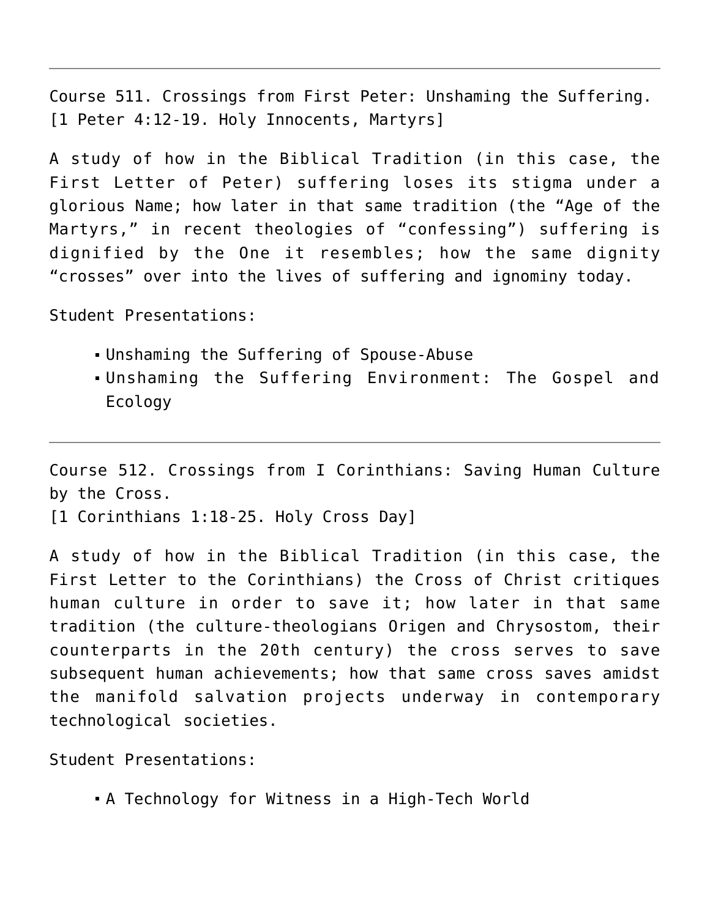---

Course 511. Crossings from First Peter: Unshaming the Suffering.
[1 Peter 4:12-19. Holy Innocents, Martyrs]

A study of how in the Biblical Tradition (in this case, the First Letter of Peter) suffering loses its stigma under a glorious Name; how later in that same tradition (the "Age of the Martyrs," in recent theologies of "confessing") suffering is dignified by the One it resembles; how the same dignity "crosses" over into the lives of suffering and ignominy today.

Student Presentations:

- Unshaming the Suffering of Spouse-Abuse
- Unshaming the Suffering Environment: The Gospel and Ecology

---

Course 512. Crossings from I Corinthians: Saving Human Culture by the Cross.
[1 Corinthians 1:18-25. Holy Cross Day]

A study of how in the Biblical Tradition (in this case, the First Letter to the Corinthians) the Cross of Christ critiques human culture in order to save it; how later in that same tradition (the culture-theologians Origen and Chrysostom, their counterparts in the 20th century) the cross serves to save subsequent human achievements; how that same cross saves amidst the manifold salvation projects underway in contemporary technological societies.

Student Presentations:

- A Technology for Witness in a High-Tech World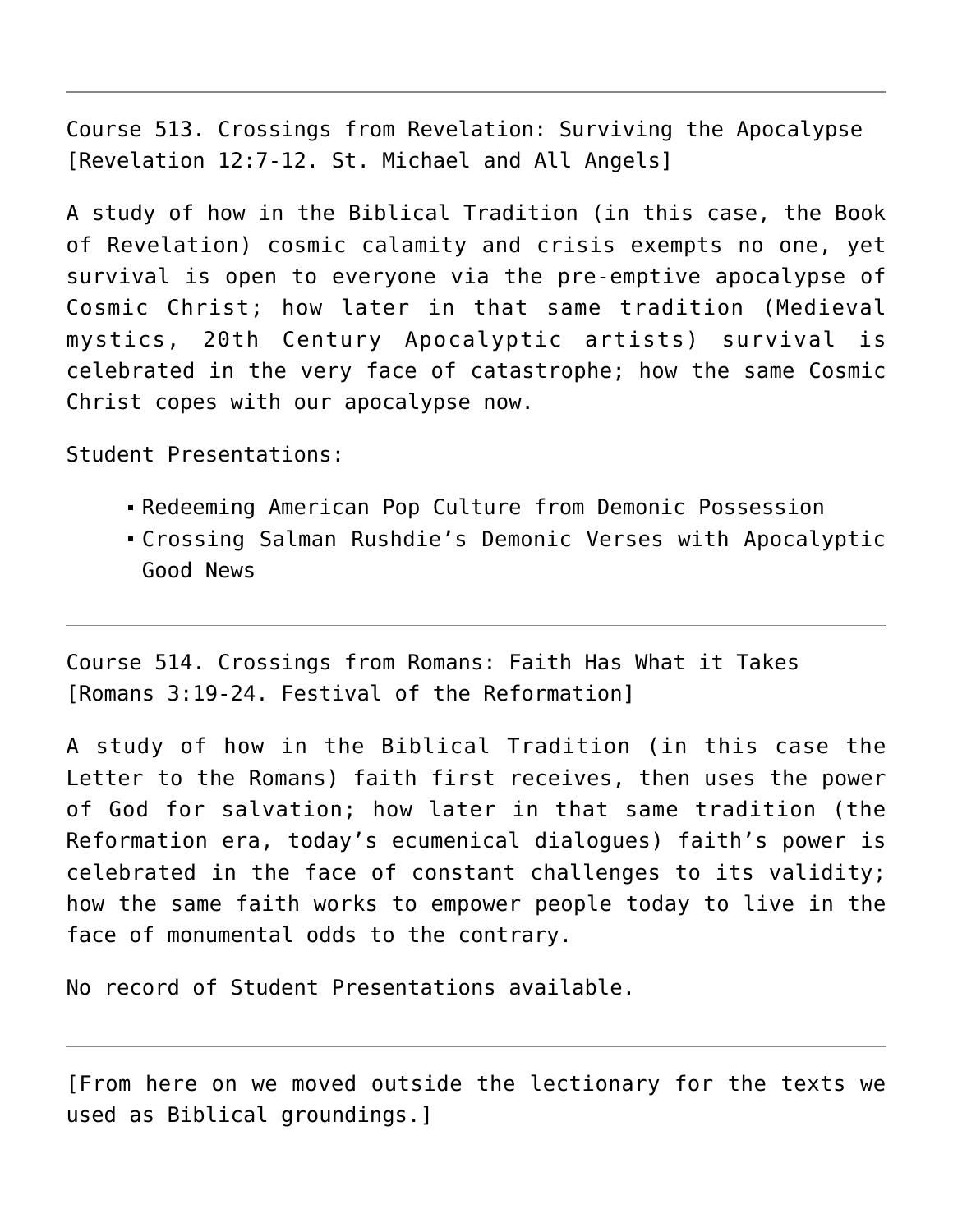---

Course 513. Crossings from Revelation: Surviving the Apocalypse
[Revelation 12:7-12. St. Michael and All Angels]

A study of how in the Biblical Tradition (in this case, the Book of Revelation) cosmic calamity and crisis exempts no one, yet survival is open to everyone via the pre-emptive apocalypse of Cosmic Christ; how later in that same tradition (Medieval mystics, 20th Century Apocalyptic artists) survival is celebrated in the very face of catastrophe; how the same Cosmic Christ copes with our apocalypse now.

Student Presentations:

- Redeeming American Pop Culture from Demonic Possession
- Crossing Salman Rushdie's Demonic Verses with Apocalyptic Good News

---

Course 514. Crossings from Romans: Faith Has What it Takes
[Romans 3:19-24. Festival of the Reformation]

A study of how in the Biblical Tradition (in this case the Letter to the Romans) faith first receives, then uses the power of God for salvation; how later in that same tradition (the Reformation era, today's ecumenical dialogues) faith's power is celebrated in the face of constant challenges to its validity; how the same faith works to empower people today to live in the face of monumental odds to the contrary.

No record of Student Presentations available.

---

[From here on we moved outside the lectionary for the texts we used as Biblical groundings.]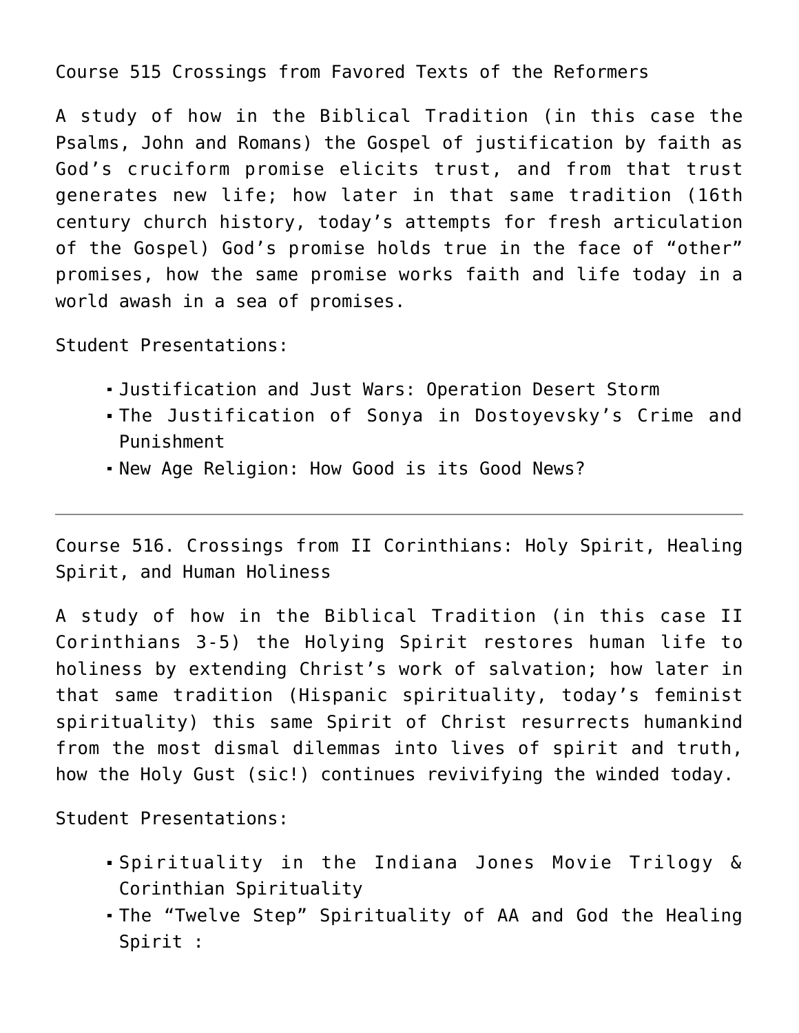Course 515 Crossings from Favored Texts of the Reformers

A study of how in the Biblical Tradition (in this case the Psalms, John and Romans) the Gospel of justification by faith as God's cruciform promise elicits trust, and from that trust generates new life; how later in that same tradition (16th century church history, today's attempts for fresh articulation of the Gospel) God's promise holds true in the face of "other" promises, how the same promise works faith and life today in a world awash in a sea of promises.

Student Presentations:

- Justification and Just Wars: Operation Desert Storm
- The Justification of Sonya in Dostoyevsky's Crime and Punishment
- New Age Religion: How Good is its Good News?

---

Course 516. Crossings from II Corinthians: Holy Spirit, Healing Spirit, and Human Holiness

A study of how in the Biblical Tradition (in this case II Corinthians 3-5) the Holying Spirit restores human life to holiness by extending Christ's work of salvation; how later in that same tradition (Hispanic spirituality, today's feminist spirituality) this same Spirit of Christ resurrects humankind from the most dismal dilemmas into lives of spirit and truth, how the Holy Gust (sic!) continues revivifying the winded today.

Student Presentations:

- Spirituality in the Indiana Jones Movie Trilogy & Corinthian Spirituality
- The "Twelve Step" Spirituality of AA and God the Healing Spirit :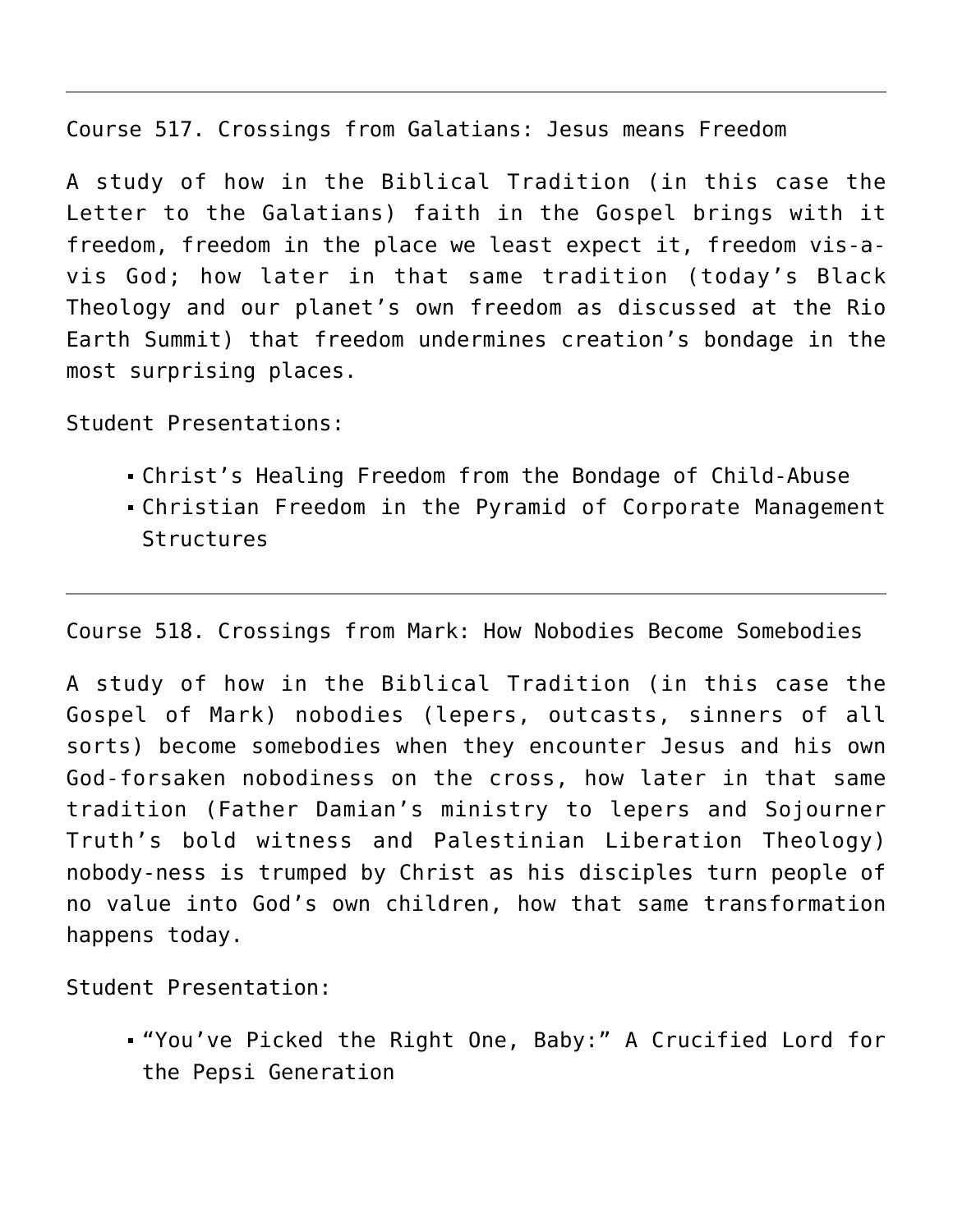---

Course 517. Crossings from Galatians: Jesus means Freedom

A study of how in the Biblical Tradition (in this case the Letter to the Galatians) faith in the Gospel brings with it freedom, freedom in the place we least expect it, freedom vis-a-vis God; how later in that same tradition (today's Black Theology and our planet's own freedom as discussed at the Rio Earth Summit) that freedom undermines creation's bondage in the most surprising places.

Student Presentations:

- Christ's Healing Freedom from the Bondage of Child-Abuse
- Christian Freedom in the Pyramid of Corporate Management Structures

---

Course 518. Crossings from Mark: How Nobodies Become Somebodies

A study of how in the Biblical Tradition (in this case the Gospel of Mark) nobodies (lepers, outcasts, sinners of all sorts) become somebodies when they encounter Jesus and his own God-forsaken nobodiness on the cross, how later in that same tradition (Father Damian's ministry to lepers and Sojourner Truth's bold witness and Palestinian Liberation Theology) nobody-ness is trumped by Christ as his disciples turn people of no value into God's own children, how that same transformation happens today.

Student Presentation:

- "You've Picked the Right One, Baby:" A Crucified Lord for the Pepsi Generation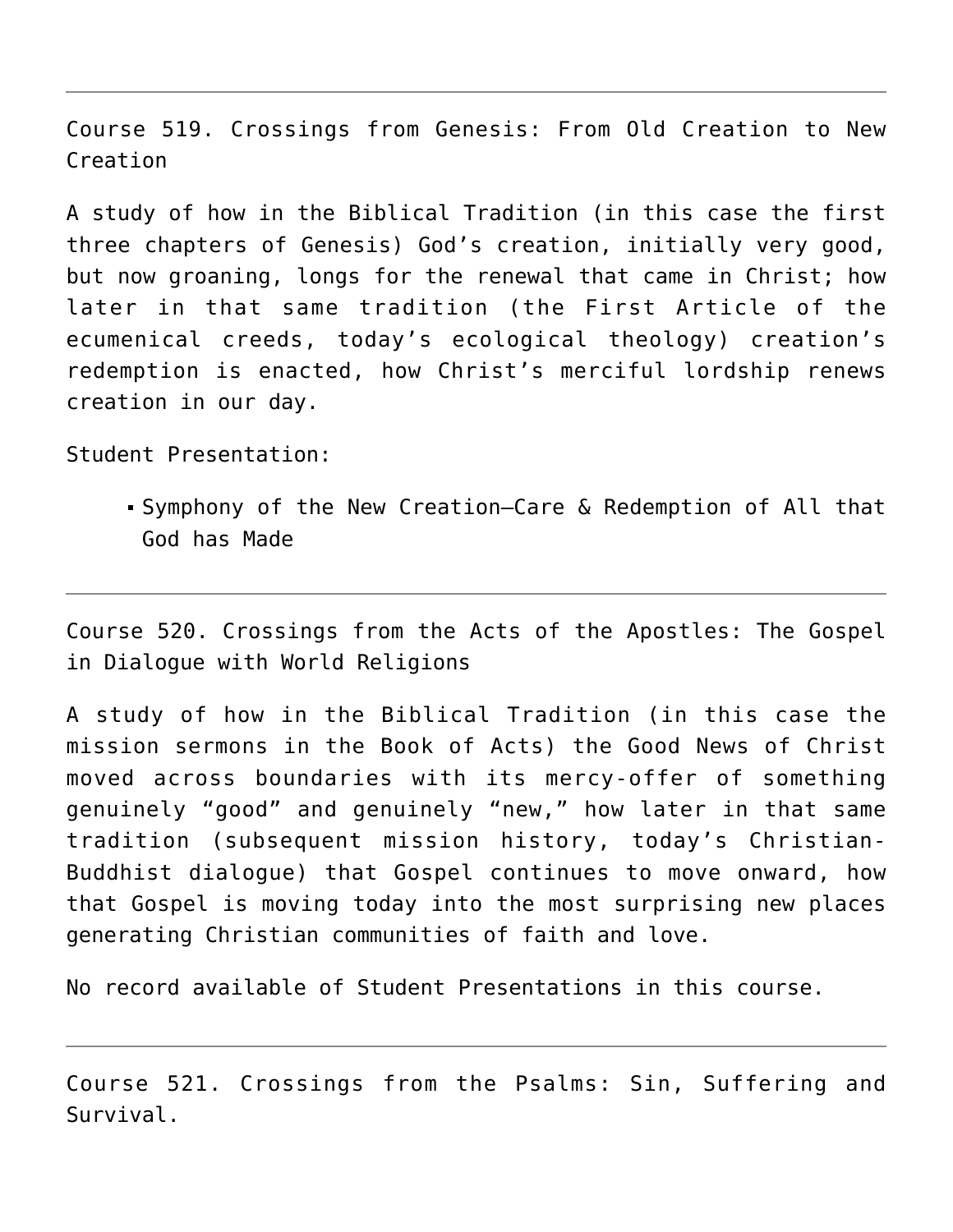---

Course 519. Crossings from Genesis: From Old Creation to New Creation

A study of how in the Biblical Tradition (in this case the first three chapters of Genesis) God's creation, initially very good, but now groaning, longs for the renewal that came in Christ; how later in that same tradition (the First Article of the ecumenical creeds, today's ecological theology) creation's redemption is enacted, how Christ's merciful lordship renews creation in our day.

Student Presentation:

- Symphony of the New Creation—Care & Redemption of All that God has Made

---

Course 520. Crossings from the Acts of the Apostles: The Gospel in Dialogue with World Religions

A study of how in the Biblical Tradition (in this case the mission sermons in the Book of Acts) the Good News of Christ moved across boundaries with its mercy-offer of something genuinely "good" and genuinely "new," how later in that same tradition (subsequent mission history, today's Christian-Buddhist dialogue) that Gospel continues to move onward, how that Gospel is moving today into the most surprising new places generating Christian communities of faith and love.

No record available of Student Presentations in this course.

---

Course 521. Crossings from the Psalms: Sin, Suffering and Survival.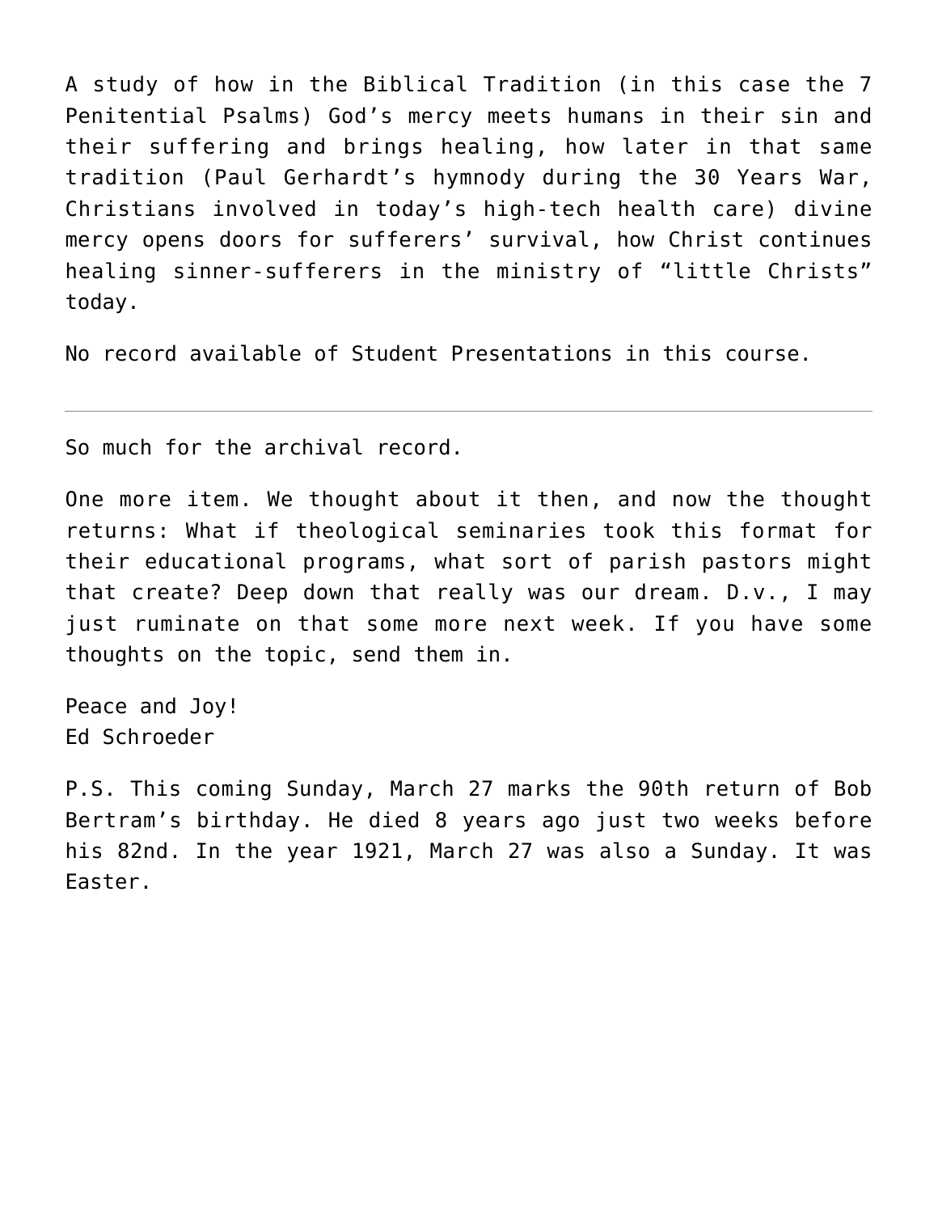A study of how in the Biblical Tradition (in this case the 7 Penitential Psalms) God's mercy meets humans in their sin and their suffering and brings healing, how later in that same tradition (Paul Gerhardt's hymnody during the 30 Years War, Christians involved in today's high-tech health care) divine mercy opens doors for sufferers' survival, how Christ continues healing sinner-sufferers in the ministry of "little Christs" today.

No record available of Student Presentations in this course.

---

So much for the archival record.

One more item. We thought about it then, and now the thought returns: What if theological seminaries took this format for their educational programs, what sort of parish pastors might that create? Deep down that really was our dream. D.v., I may just ruminate on that some more next week. If you have some thoughts on the topic, send them in.

Peace and Joy!
Ed Schroeder

P.S. This coming Sunday, March 27 marks the 90th return of Bob Bertram's birthday. He died 8 years ago just two weeks before his 82nd. In the year 1921, March 27 was also a Sunday. It was Easter.